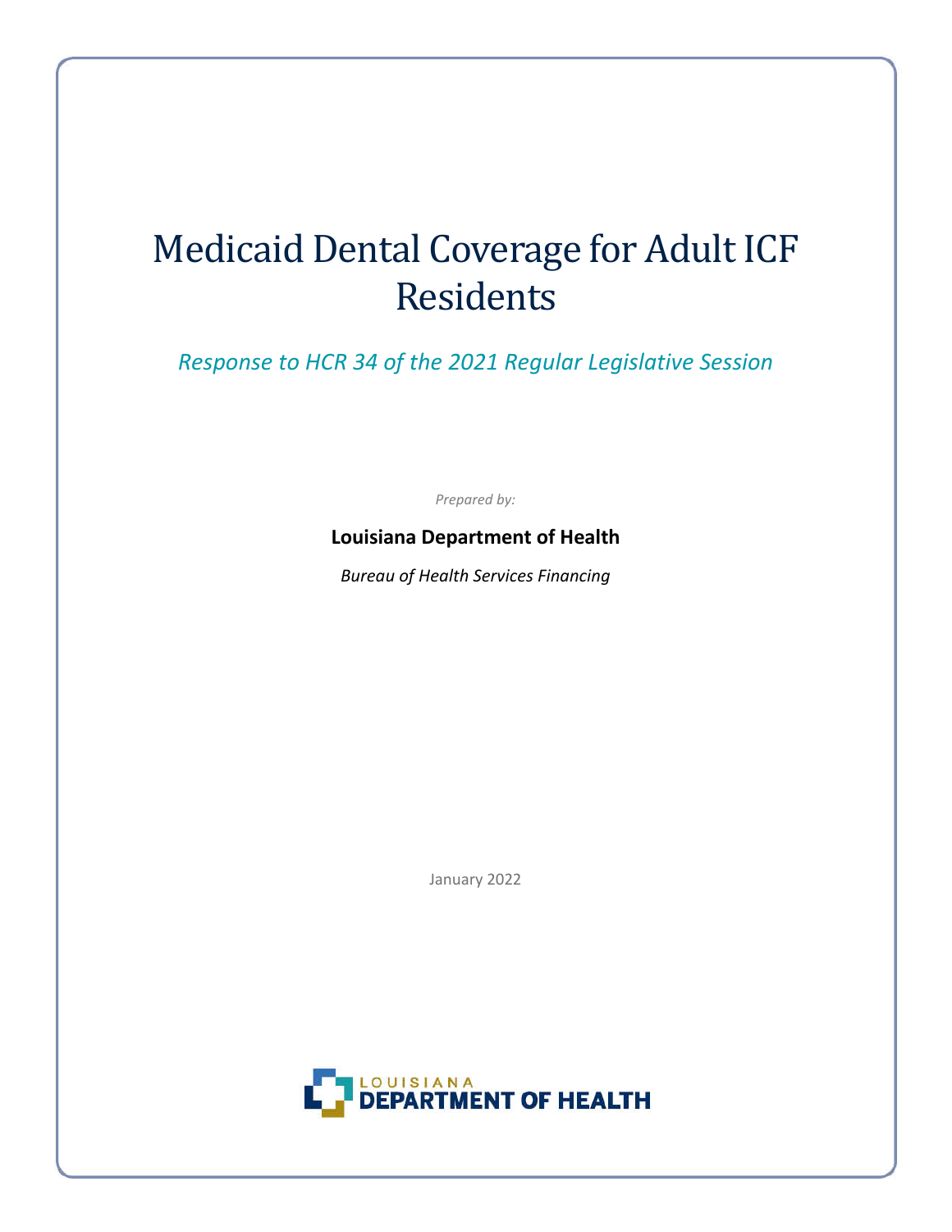# Medicaid Dental Coverage for Adult ICF Residents

*Response to HCR 34 of the 2021 Regular Legislative Session*

*Prepared by:*

**Louisiana Department of Health**

*Bureau of Health Services Financing*

January 2022

LOUISIANA DEPARTMENT OF HEALTH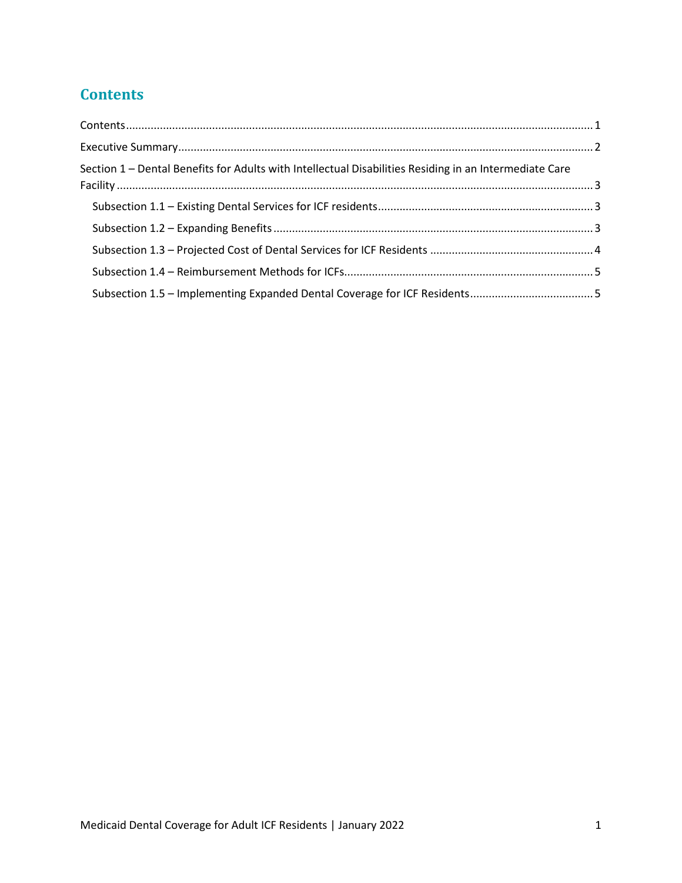## Contents

Contents .......... 1

Executive Summary .......... 2

Section 1 – Dental Benefits for Adults with Intellectual Disabilities Residing in an Intermediate Care Facility .......... 3

- Subsection 1.1 – Existing Dental Services for ICF residents .......... 3
- Subsection 1.2 – Expanding Benefits .......... 3
- Subsection 1.3 – Projected Cost of Dental Services for ICF Residents .......... 4
- Subsection 1.4 – Reimbursement Methods for ICFs .......... 5
- Subsection 1.5 – Implementing Expanded Dental Coverage for ICF Residents .......... 5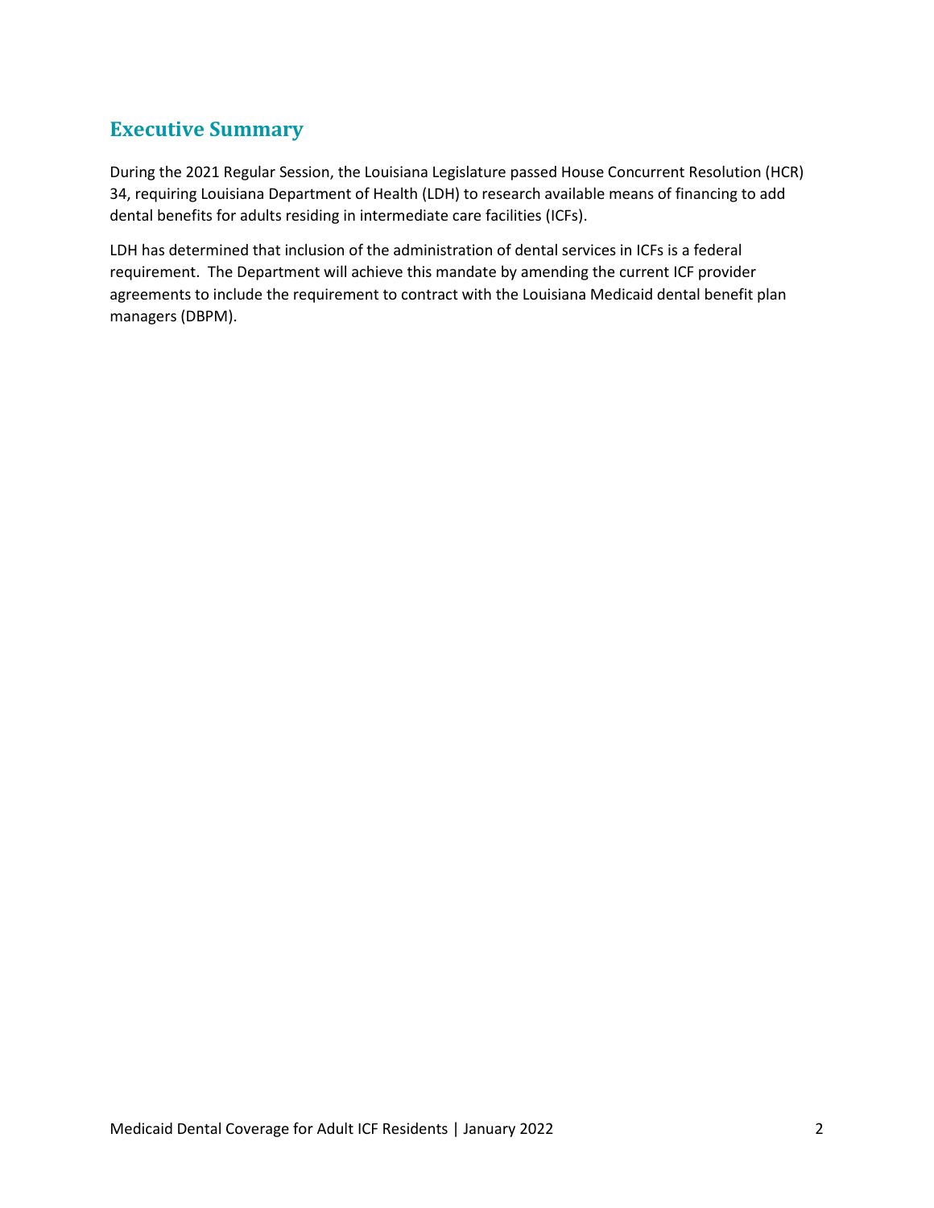## Executive Summary

During the 2021 Regular Session, the Louisiana Legislature passed House Concurrent Resolution (HCR) 34, requiring Louisiana Department of Health (LDH) to research available means of financing to add dental benefits for adults residing in intermediate care facilities (ICFs).

LDH has determined that inclusion of the administration of dental services in ICFs is a federal requirement. The Department will achieve this mandate by amending the current ICF provider agreements to include the requirement to contract with the Louisiana Medicaid dental benefit plan managers (DBPM).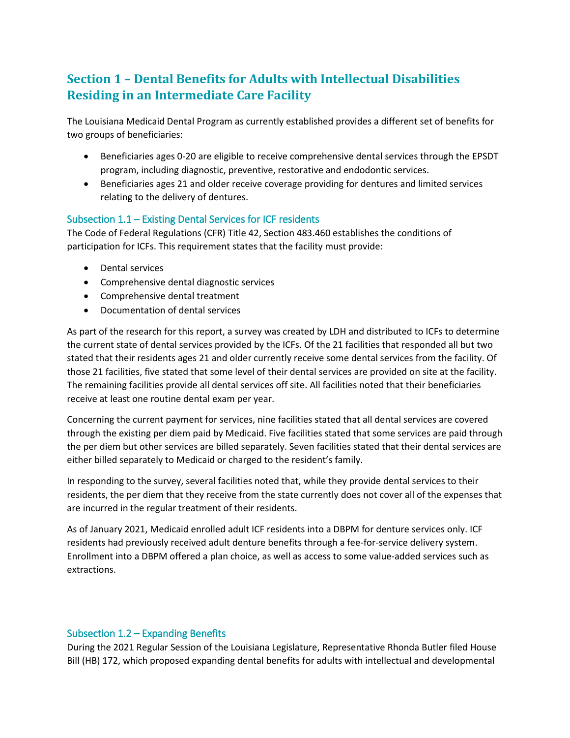## Section 1 – Dental Benefits for Adults with Intellectual Disabilities Residing in an Intermediate Care Facility

The Louisiana Medicaid Dental Program as currently established provides a different set of benefits for two groups of beneficiaries:

- Beneficiaries ages 0-20 are eligible to receive comprehensive dental services through the EPSDT program, including diagnostic, preventive, restorative and endodontic services.
- Beneficiaries ages 21 and older receive coverage providing for dentures and limited services relating to the delivery of dentures.

### Subsection 1.1 – Existing Dental Services for ICF residents

The Code of Federal Regulations (CFR) Title 42, Section 483.460 establishes the conditions of participation for ICFs. This requirement states that the facility must provide:

- Dental services
- Comprehensive dental diagnostic services
- Comprehensive dental treatment
- Documentation of dental services

As part of the research for this report, a survey was created by LDH and distributed to ICFs to determine the current state of dental services provided by the ICFs. Of the 21 facilities that responded all but two stated that their residents ages 21 and older currently receive some dental services from the facility. Of those 21 facilities, five stated that some level of their dental services are provided on site at the facility. The remaining facilities provide all dental services off site. All facilities noted that their beneficiaries receive at least one routine dental exam per year.

Concerning the current payment for services, nine facilities stated that all dental services are covered through the existing per diem paid by Medicaid. Five facilities stated that some services are paid through the per diem but other services are billed separately. Seven facilities stated that their dental services are either billed separately to Medicaid or charged to the resident's family.

In responding to the survey, several facilities noted that, while they provide dental services to their residents, the per diem that they receive from the state currently does not cover all of the expenses that are incurred in the regular treatment of their residents.

As of January 2021, Medicaid enrolled adult ICF residents into a DBPM for denture services only. ICF residents had previously received adult denture benefits through a fee-for-service delivery system. Enrollment into a DBPM offered a plan choice, as well as access to some value-added services such as extractions.

### Subsection 1.2 – Expanding Benefits

During the 2021 Regular Session of the Louisiana Legislature, Representative Rhonda Butler filed House Bill (HB) 172, which proposed expanding dental benefits for adults with intellectual and developmental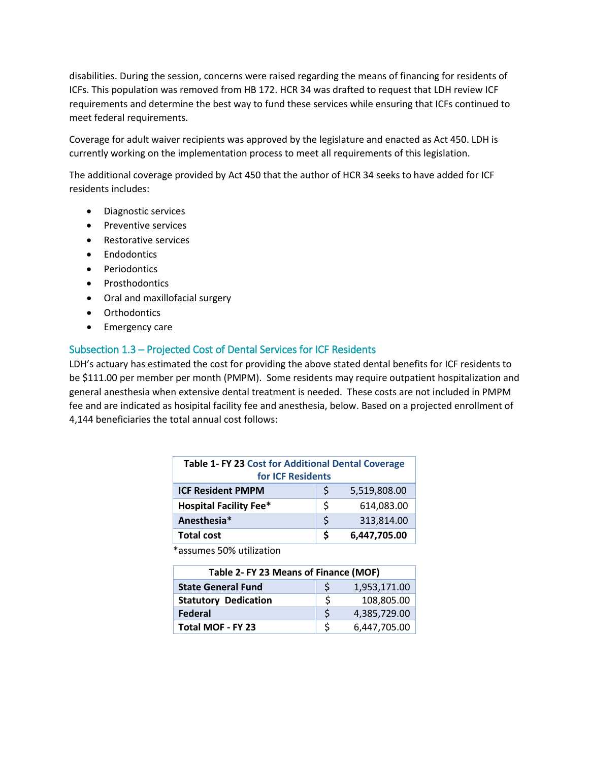disabilities. During the session, concerns were raised regarding the means of financing for residents of ICFs. This population was removed from HB 172. HCR 34 was drafted to request that LDH review ICF requirements and determine the best way to fund these services while ensuring that ICFs continued to meet federal requirements.

Coverage for adult waiver recipients was approved by the legislature and enacted as Act 450. LDH is currently working on the implementation process to meet all requirements of this legislation.

The additional coverage provided by Act 450 that the author of HCR 34 seeks to have added for ICF residents includes:

- Diagnostic services
- Preventive services
- Restorative services
- Endodontics
- Periodontics
- Prosthodontics
- Oral and maxillofacial surgery
- Orthodontics
- Emergency care

## Subsection 1.3 – Projected Cost of Dental Services for ICF Residents

LDH's actuary has estimated the cost for providing the above stated dental benefits for ICF residents to be $111.00 per member per month (PMPM). Some residents may require outpatient hospitalization and general anesthesia when extensive dental treatment is needed. These costs are not included in PMPM fee and are indicated as hosipital facility fee and anesthesia, below. Based on a projected enrollment of 4,144 beneficiaries the total annual cost follows:

| Table 1- FY 23 Cost for Additional Dental Coverage for ICF Residents | | |
|---|---|---|
| **ICF Resident PMPM** | $ | 5,519,808.00 |
| **Hospital Facility Fee*** | $ | 614,083.00 |
| **Anesthesia*** | $ | 313,814.00 |
| **Total cost** | **$** | **6,447,705.00** |

*assumes 50% utilization

| Table 2- FY 23 Means of Finance (MOF) | | |
|---|---|---|
| **State General Fund** | $ | 1,953,171.00 |
| **Statutory Dedication** | $ | 108,805.00 |
| **Federal** | $ | 4,385,729.00 |
| **Total MOF - FY 23** | $ | 6,447,705.00 |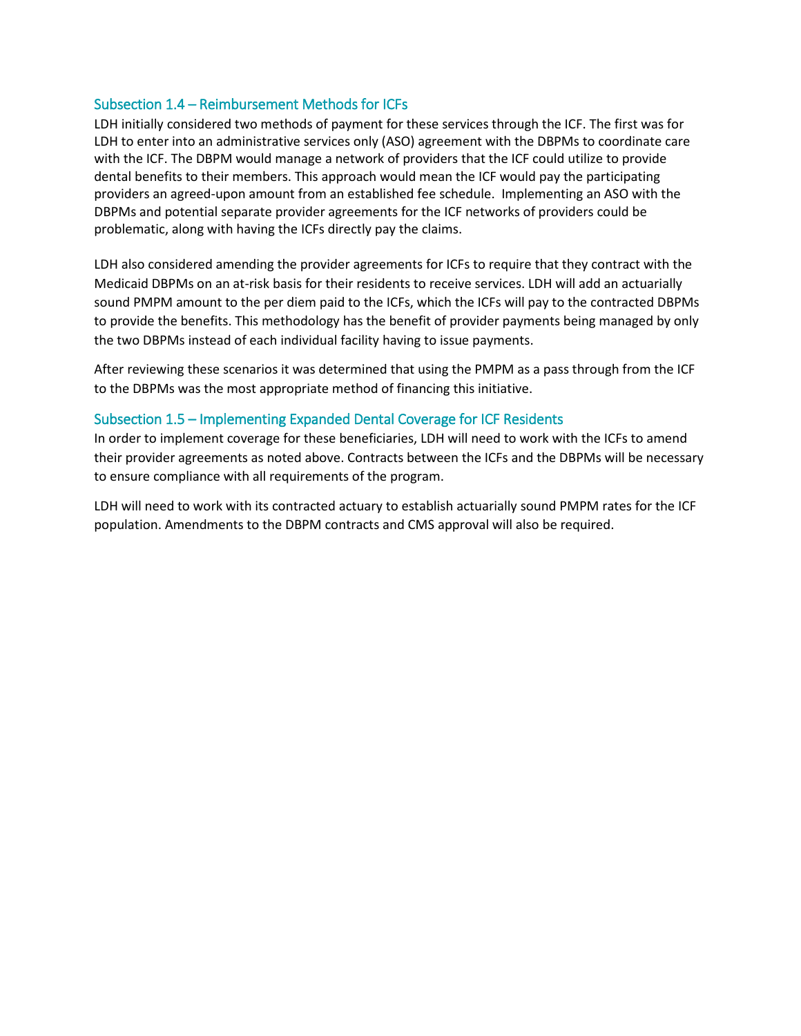### Subsection 1.4 – Reimbursement Methods for ICFs

LDH initially considered two methods of payment for these services through the ICF. The first was for LDH to enter into an administrative services only (ASO) agreement with the DBPMs to coordinate care with the ICF. The DBPM would manage a network of providers that the ICF could utilize to provide dental benefits to their members. This approach would mean the ICF would pay the participating providers an agreed-upon amount from an established fee schedule. Implementing an ASO with the DBPMs and potential separate provider agreements for the ICF networks of providers could be problematic, along with having the ICFs directly pay the claims.

LDH also considered amending the provider agreements for ICFs to require that they contract with the Medicaid DBPMs on an at-risk basis for their residents to receive services. LDH will add an actuarially sound PMPM amount to the per diem paid to the ICFs, which the ICFs will pay to the contracted DBPMs to provide the benefits. This methodology has the benefit of provider payments being managed by only the two DBPMs instead of each individual facility having to issue payments.

After reviewing these scenarios it was determined that using the PMPM as a pass through from the ICF to the DBPMs was the most appropriate method of financing this initiative.

### Subsection 1.5 – Implementing Expanded Dental Coverage for ICF Residents

In order to implement coverage for these beneficiaries, LDH will need to work with the ICFs to amend their provider agreements as noted above. Contracts between the ICFs and the DBPMs will be necessary to ensure compliance with all requirements of the program.

LDH will need to work with its contracted actuary to establish actuarially sound PMPM rates for the ICF population. Amendments to the DBPM contracts and CMS approval will also be required.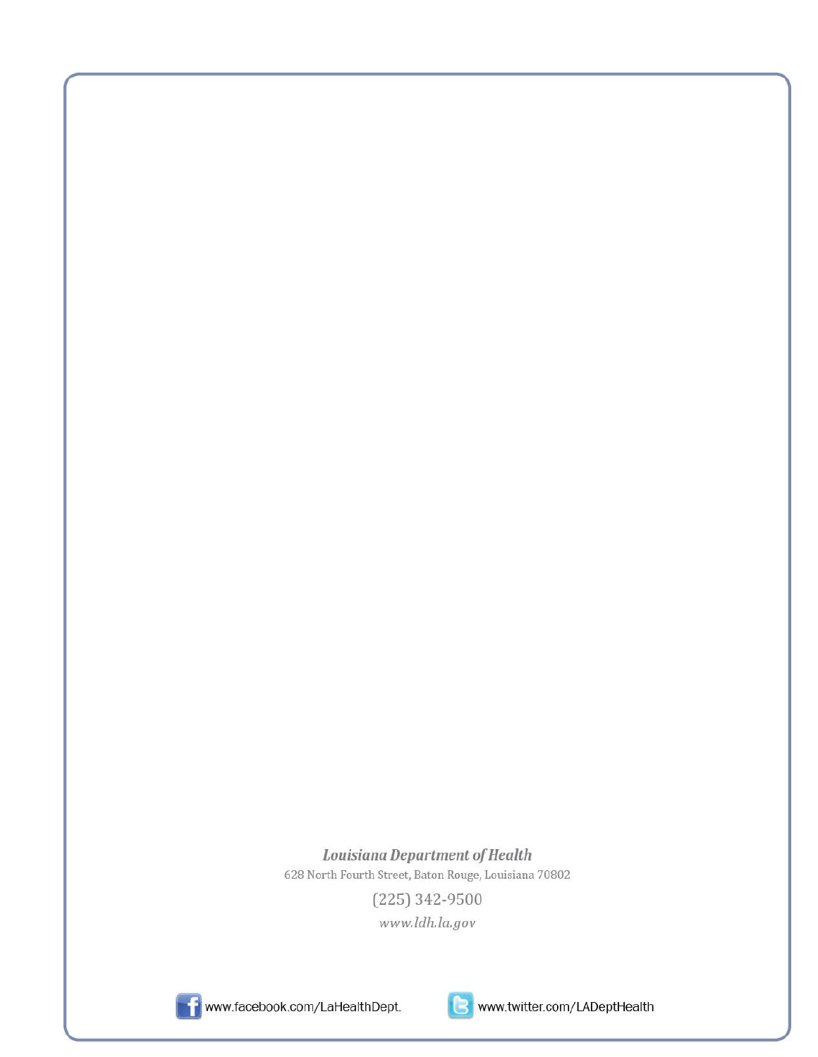***Louisiana Department of Health***

628 North Fourth Street, Baton Rouge, Louisiana 70802

(225) 342-9500

*www.ldh.la.gov*

www.facebook.com/LaHealthDept.

www.twitter.com/LADeptHealth